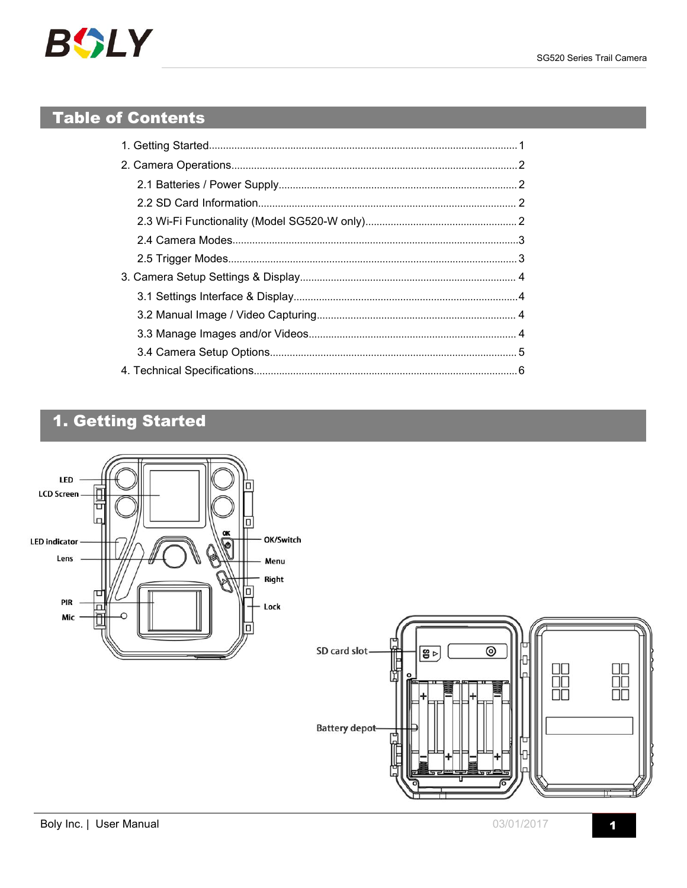## Table of Contents

1. Getting Started............................................................1
2. Camera Operations.........................................................2
   - 2.1 Batteries / Power Supply.............................................2
   - 2.2 SD Card Information..................................................2
   - 2.3 Wi-Fi Functionality (Model SG520-W only).............................2
   - 2.4 Camera Modes.........................................................3
   - 2.5 Trigger Modes........................................................3
3. Camera Setup Settings & Display............................................4
   - 3.1 Settings Interface & Display.........................................4
   - 3.2 Manual Image / Video Capturing.......................................4
   - 3.3 Manage Images and/or Videos..........................................4
   - 3.4 Camera Setup Options.................................................5
4. Technical Specifications...................................................6

## 1. Getting Started

LED
LCD Screen
LED indicator
Lens
PIR
Mic
OK/Switch
Menu
Right
Lock

SD card slot
Battery depot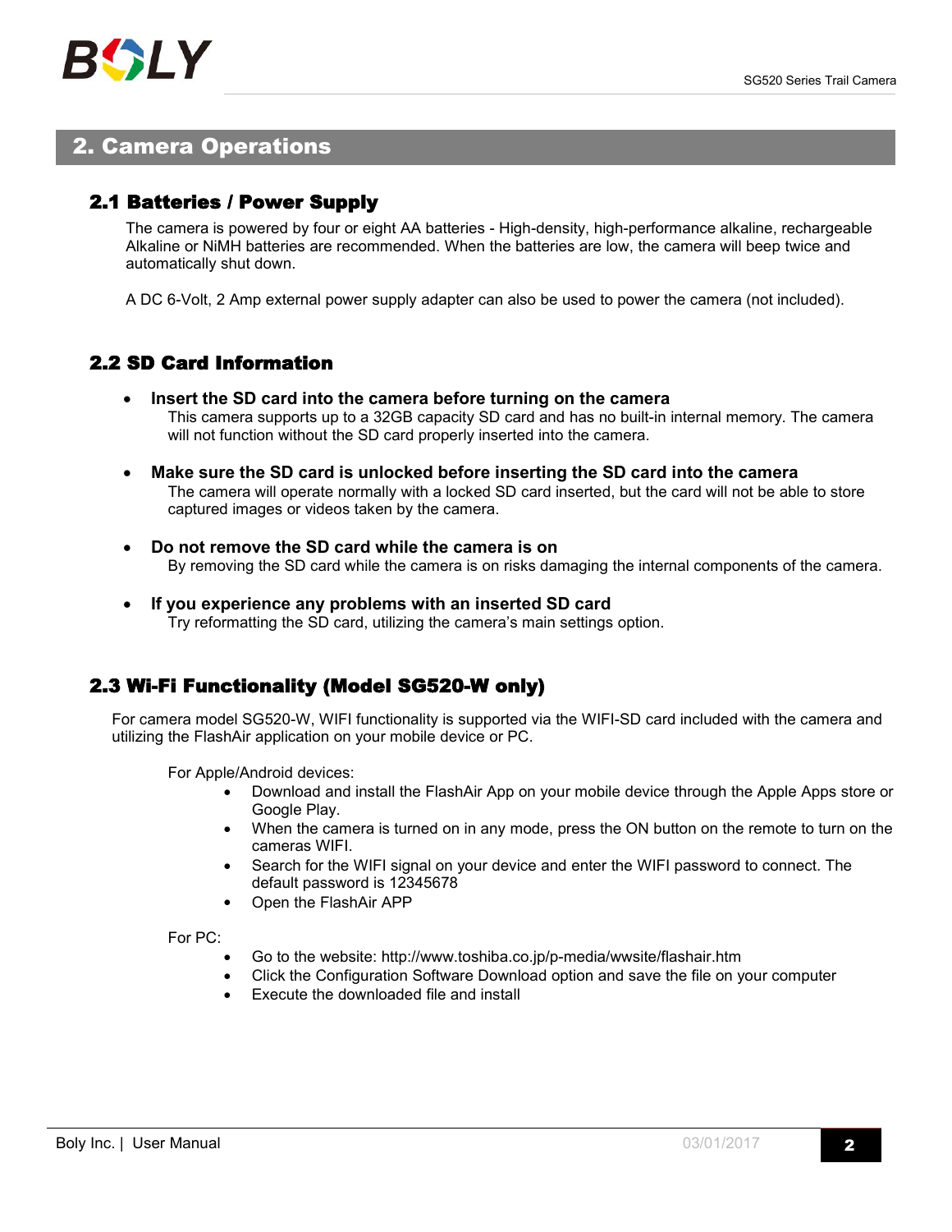## 2. Camera Operations

### 2.1 Batteries / Power Supply

The camera is powered by four or eight AA batteries - High-density, high-performance alkaline, rechargeable Alkaline or NiMH batteries are recommended. When the batteries are low, the camera will beep twice and automatically shut down.

A DC 6-Volt, 2 Amp external power supply adapter can also be used to power the camera (not included).

### 2.2 SD Card Information

- **Insert the SD card into the camera before turning on the camera**
  This camera supports up to a 32GB capacity SD card and has no built-in internal memory. The camera will not function without the SD card properly inserted into the camera.

- **Make sure the SD card is unlocked before inserting the SD card into the camera**
  The camera will operate normally with a locked SD card inserted, but the card will not be able to store captured images or videos taken by the camera.

- **Do not remove the SD card while the camera is on**
  By removing the SD card while the camera is on risks damaging the internal components of the camera.

- **If you experience any problems with an inserted SD card**
  Try reformatting the SD card, utilizing the camera's main settings option.

### 2.3 Wi-Fi Functionality (Model SG520-W only)

For camera model SG520-W, WIFI functionality is supported via the WIFI-SD card included with the camera and utilizing the FlashAir application on your mobile device or PC.

For Apple/Android devices:

- Download and install the FlashAir App on your mobile device through the Apple Apps store or Google Play.
- When the camera is turned on in any mode, press the ON button on the remote to turn on the cameras WIFI.
- Search for the WIFI signal on your device and enter the WIFI password to connect. The default password is 12345678
- Open the FlashAir APP

For PC:

- Go to the website: http://www.toshiba.co.jp/p-media/wwsite/flashair.htm
- Click the Configuration Software Download option and save the file on your computer
- Execute the downloaded file and install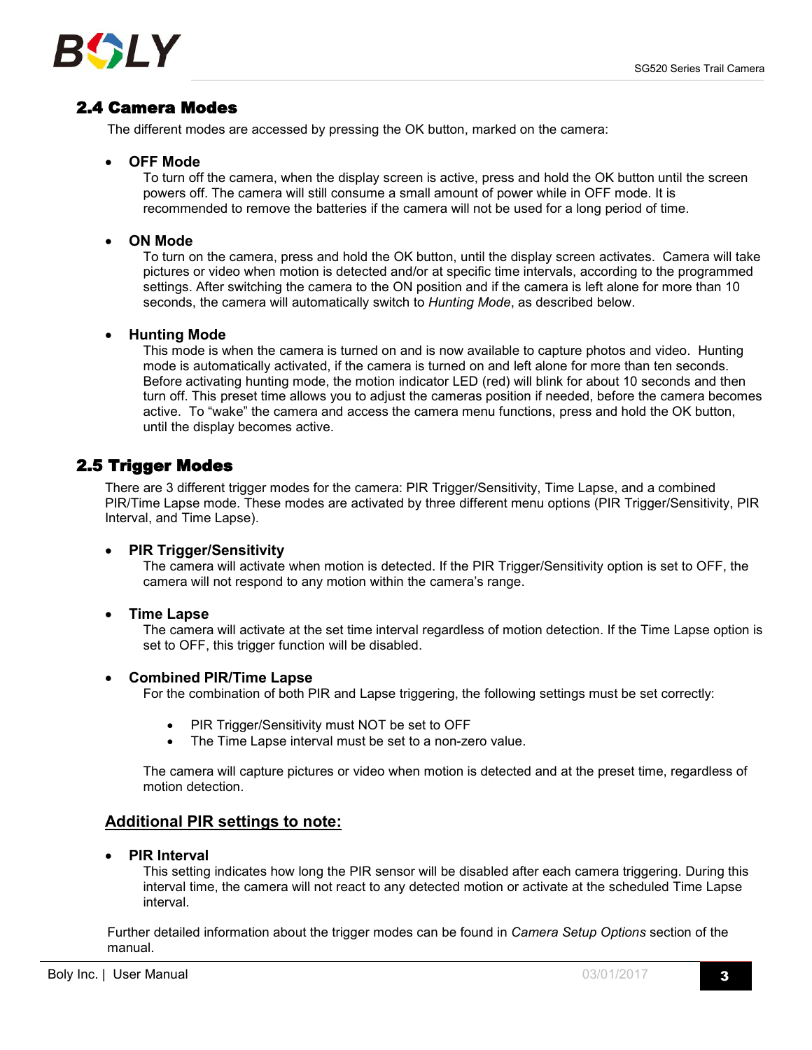## 2.4 Camera Modes

The different modes are accessed by pressing the OK button, marked on the camera:

- **OFF Mode**
  To turn off the camera, when the display screen is active, press and hold the OK button until the screen powers off. The camera will still consume a small amount of power while in OFF mode. It is recommended to remove the batteries if the camera will not be used for a long period of time.

- **ON Mode**
  To turn on the camera, press and hold the OK button, until the display screen activates. Camera will take pictures or video when motion is detected and/or at specific time intervals, according to the programmed settings. After switching the camera to the ON position and if the camera is left alone for more than 10 seconds, the camera will automatically switch to *Hunting Mode*, as described below.

- **Hunting Mode**
  This mode is when the camera is turned on and is now available to capture photos and video. Hunting mode is automatically activated, if the camera is turned on and left alone for more than ten seconds. Before activating hunting mode, the motion indicator LED (red) will blink for about 10 seconds and then turn off. This preset time allows you to adjust the cameras position if needed, before the camera becomes active. To "wake" the camera and access the camera menu functions, press and hold the OK button, until the display becomes active.

## 2.5 Trigger Modes

There are 3 different trigger modes for the camera: PIR Trigger/Sensitivity, Time Lapse, and a combined PIR/Time Lapse mode. These modes are activated by three different menu options (PIR Trigger/Sensitivity, PIR Interval, and Time Lapse).

- **PIR Trigger/Sensitivity**
  The camera will activate when motion is detected. If the PIR Trigger/Sensitivity option is set to OFF, the camera will not respond to any motion within the camera's range.

- **Time Lapse**
  The camera will activate at the set time interval regardless of motion detection. If the Time Lapse option is set to OFF, this trigger function will be disabled.

- **Combined PIR/Time Lapse**
  For the combination of both PIR and Lapse triggering, the following settings must be set correctly:

  - PIR Trigger/Sensitivity must NOT be set to OFF
  - The Time Lapse interval must be set to a non-zero value.

  The camera will capture pictures or video when motion is detected and at the preset time, regardless of motion detection.

### Additional PIR settings to note:

- **PIR Interval**
  This setting indicates how long the PIR sensor will be disabled after each camera triggering. During this interval time, the camera will not react to any detected motion or activate at the scheduled Time Lapse interval.

Further detailed information about the trigger modes can be found in *Camera Setup Options* section of the manual.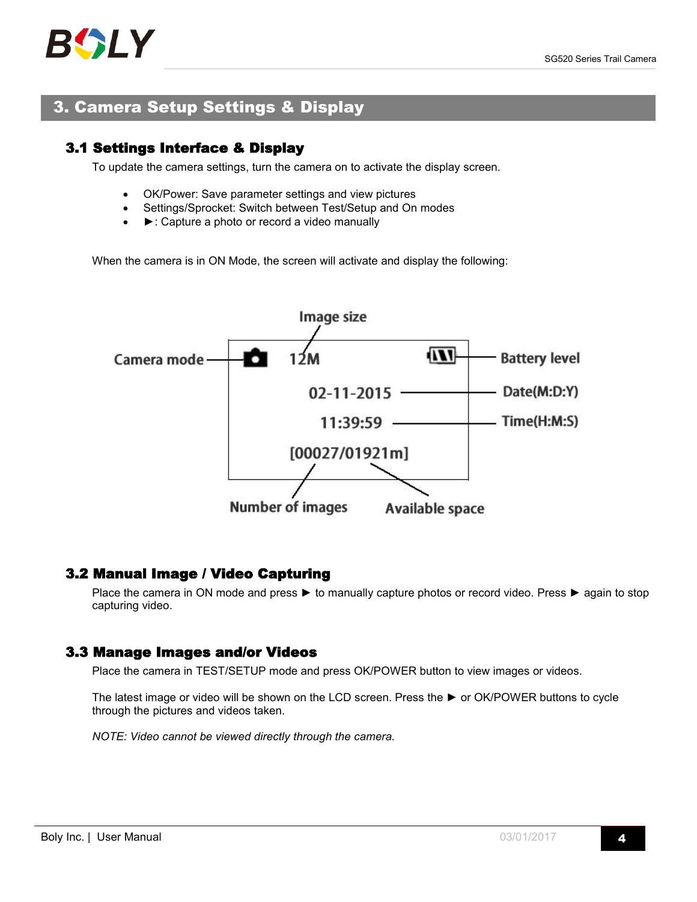## 3. Camera Setup Settings & Display

### 3.1 Settings Interface & Display

To update the camera settings, turn the camera on to activate the display screen.

- OK/Power: Save parameter settings and view pictures
- Settings/Sprocket: Switch between Test/Setup and On modes
- ►: Capture a photo or record a video manually

When the camera is in ON Mode, the screen will activate and display the following:

Image size

Camera mode — 12M — Battery level

02-11-2015 — Date(M:D:Y)

11:39:59 — Time(H:M:S)

[00027/01921m]

Number of images — Available space

### 3.2 Manual Image / Video Capturing

Place the camera in ON mode and press ► to manually capture photos or record video. Press ► again to stop capturing video.

### 3.3 Manage Images and/or Videos

Place the camera in TEST/SETUP mode and press OK/POWER button to view images or videos.

The latest image or video will be shown on the LCD screen. Press the ► or OK/POWER buttons to cycle through the pictures and videos taken.

*NOTE: Video cannot be viewed directly through the camera.*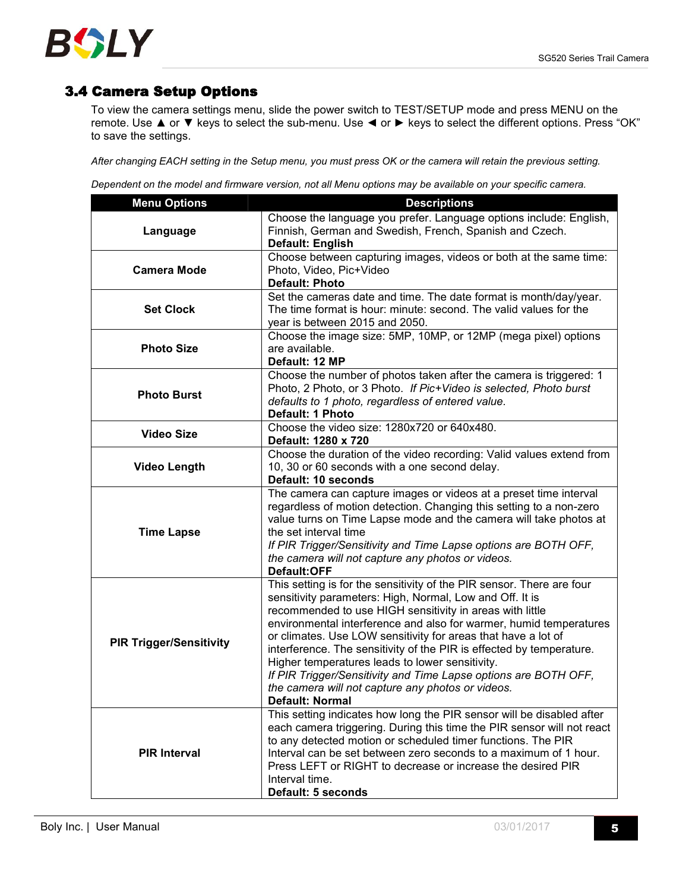## 3.4 Camera Setup Options

To view the camera settings menu, slide the power switch to TEST/SETUP mode and press MENU on the remote. Use ▲ or ▼ keys to select the sub-menu. Use ◄ or ► keys to select the different options. Press "OK" to save the settings.

*After changing EACH setting in the Setup menu, you must press OK or the camera will retain the previous setting.*

*Dependent on the model and firmware version, not all Menu options may be available on your specific camera.*

| Menu Options | Descriptions |
|---|---|
| **Language** | Choose the language you prefer. Language options include: English, Finnish, German and Swedish, French, Spanish and Czech. **Default: English** |
| **Camera Mode** | Choose between capturing images, videos or both at the same time: Photo, Video, Pic+Video **Default: Photo** |
| **Set Clock** | Set the cameras date and time. The date format is month/day/year. The time format is hour: minute: second. The valid values for the year is between 2015 and 2050. |
| **Photo Size** | Choose the image size: 5MP, 10MP, or 12MP (mega pixel) options are available. **Default: 12 MP** |
| **Photo Burst** | Choose the number of photos taken after the camera is triggered: 1 Photo, 2 Photo, or 3 Photo. *If Pic+Video is selected, Photo burst defaults to 1 photo, regardless of entered value.* **Default: 1 Photo** |
| **Video Size** | Choose the video size: 1280x720 or 640x480. **Default: 1280 x 720** |
| **Video Length** | Choose the duration of the video recording: Valid values extend from 10, 30 or 60 seconds with a one second delay. **Default: 10 seconds** |
| **Time Lapse** | The camera can capture images or videos at a preset time interval regardless of motion detection. Changing this setting to a non-zero value turns on Time Lapse mode and the camera will take photos at the set interval time *If PIR Trigger/Sensitivity and Time Lapse options are BOTH OFF, the camera will not capture any photos or videos.* **Default:OFF** |
| **PIR Trigger/Sensitivity** | This setting is for the sensitivity of the PIR sensor. There are four sensitivity parameters: High, Normal, Low and Off. It is recommended to use HIGH sensitivity in areas with little environmental interference and also for warmer, humid temperatures or climates. Use LOW sensitivity for areas that have a lot of interference. The sensitivity of the PIR is effected by temperature. Higher temperatures leads to lower sensitivity. *If PIR Trigger/Sensitivity and Time Lapse options are BOTH OFF, the camera will not capture any photos or videos.* **Default: Normal** |
| **PIR Interval** | This setting indicates how long the PIR sensor will be disabled after each camera triggering. During this time the PIR sensor will not react to any detected motion or scheduled timer functions. The PIR Interval can be set between zero seconds to a maximum of 1 hour. Press LEFT or RIGHT to decrease or increase the desired PIR Interval time. **Default: 5 seconds** |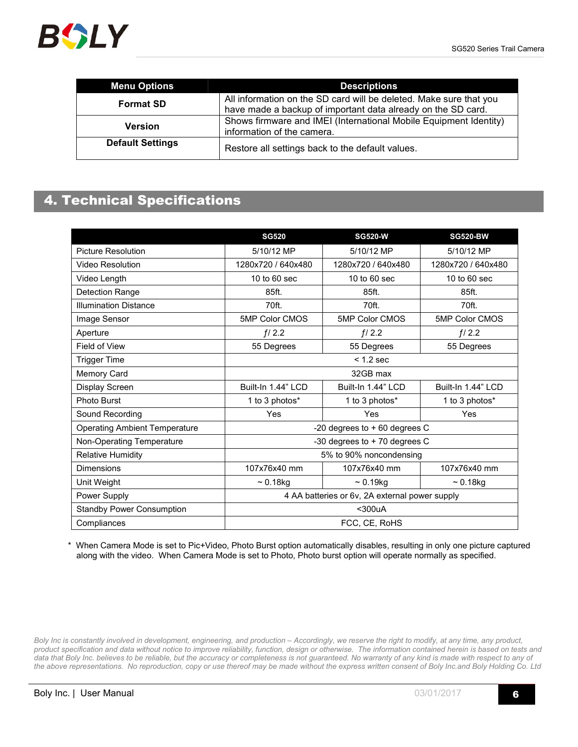| Menu Options | Descriptions |
|---|---|
| **Format SD** | All information on the SD card will be deleted. Make sure that you have made a backup of important data already on the SD card. |
| **Version** | Shows firmware and IMEI (International Mobile Equipment Identity) information of the camera. |
| **Default Settings** | Restore all settings back to the default values. |

## 4. Technical Specifications

| | SG520 | SG520-W | SG520-BW |
|---|---|---|---|
| Picture Resolution | 5/10/12 MP | 5/10/12 MP | 5/10/12 MP |
| Video Resolution | 1280x720 / 640x480 | 1280x720 / 640x480 | 1280x720 / 640x480 |
| Video Length | 10 to 60 sec | 10 to 60 sec | 10 to 60 sec |
| Detection Range | 85ft. | 85ft. | 85ft. |
| Illumination Distance | 70ft. | 70ft. | 70ft. |
| Image Sensor | 5MP Color CMOS | 5MP Color CMOS | 5MP Color CMOS |
| Aperture | ƒ/ 2.2 | ƒ/ 2.2 | ƒ/ 2.2 |
| Field of View | 55 Degrees | 55 Degrees | 55 Degrees |
| Trigger Time | < 1.2 sec | | |
| Memory Card | 32GB max | | |
| Display Screen | Built-In 1.44" LCD | Built-In 1.44" LCD | Built-In 1.44" LCD |
| Photo Burst | 1 to 3 photos* | 1 to 3 photos* | 1 to 3 photos* |
| Sound Recording | Yes | Yes | Yes |
| Operating Ambient Temperature | -20 degrees to + 60 degrees C | | |
| Non-Operating Temperature | -30 degrees to + 70 degrees C | | |
| Relative Humidity | 5% to 90% noncondensing | | |
| Dimensions | 107x76x40 mm | 107x76x40 mm | 107x76x40 mm |
| Unit Weight | ~ 0.18kg | ~ 0.19kg | ~ 0.18kg |
| Power Supply | 4 AA batteries or 6v, 2A external power supply | | |
| Standby Power Consumption | <300uA | | |
| Compliances | FCC, CE, RoHS | | |

\* When Camera Mode is set to Pic+Video, Photo Burst option automatically disables, resulting in only one picture captured along with the video. When Camera Mode is set to Photo, Photo burst option will operate normally as specified.

*Boly Inc is constantly involved in development, engineering, and production – Accordingly, we reserve the right to modify, at any time, any product, product specification and data without notice to improve reliability, function, design or otherwise. The information contained herein is based on tests and data that Boly Inc. believes to be reliable, but the accuracy or completeness is not guaranteed. No warranty of any kind is made with respect to any of the above representations. No reproduction, copy or use thereof may be made without the express written consent of Boly Inc.and Boly Holding Co. Ltd*